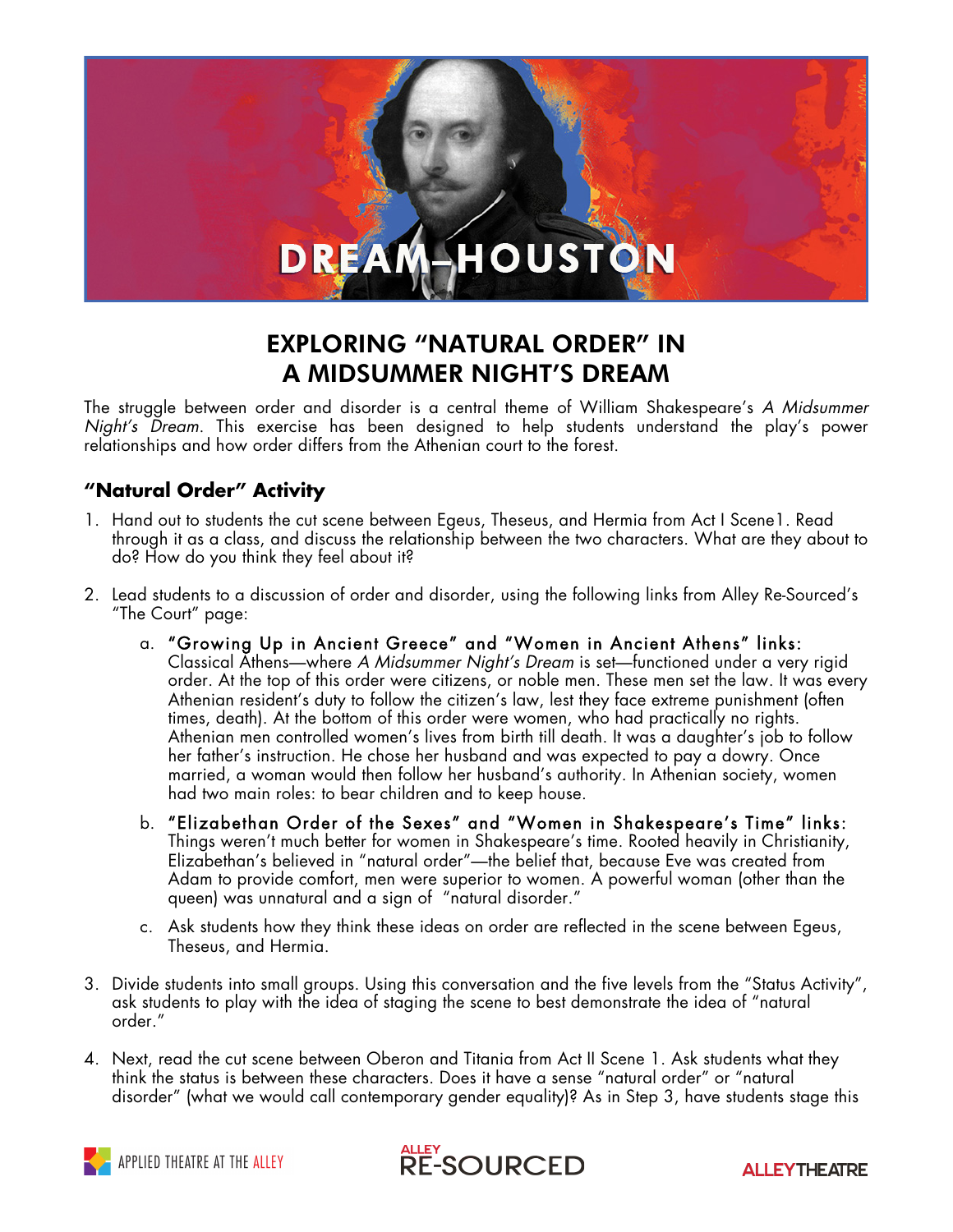# DREAM–HOUSTON

## EXPLORING "NATURAL ORDER" IN A MIDSUMMER NIGHT'S DREAM

The struggle between order and disorder is a central theme of William Shakespeare's *A Midsummer Night's Dream*. This exercise has been designed to help students understand the play's power relationships and how order differs from the Athenian court to the forest.

### "Natural Order" Activity

1. Hand out to students the cut scene between Egeus, Theseus, and Hermia from Act I Scene1. Read through it as a class, and discuss the relationship between the two characters. What are they about to do? How do you think they feel about it?

2. Lead students to a discussion of order and disorder, using the following links from Alley Re-Sourced's "The Court" page:

   a. **"Growing Up in Ancient Greece" and "Women in Ancient Athens" links:** Classical Athens—where *A Midsummer Night's Dream* is set—functioned under a very rigid order. At the top of this order were citizens, or noble men. These men set the law. It was every Athenian resident's duty to follow the citizen's law, lest they face extreme punishment (often times, death). At the bottom of this order were women, who had practically no rights. Athenian men controlled women's lives from birth till death. It was a daughter's job to follow her father's instruction. He chose her husband and was expected to pay a dowry. Once married, a woman would then follow her husband's authority. In Athenian society, women had two main roles: to bear children and to keep house.

   b. **"Elizabethan Order of the Sexes" and "Women in Shakespeare's Time" links:** Things weren't much better for women in Shakespeare's time. Rooted heavily in Christianity, Elizabethan's believed in "natural order"—the belief that, because Eve was created from Adam to provide comfort, men were superior to women. A powerful woman (other than the queen) was unnatural and a sign of "natural disorder."

   c. Ask students how they think these ideas on order are reflected in the scene between Egeus, Theseus, and Hermia.

3. Divide students into small groups. Using this conversation and the five levels from the "Status Activity", ask students to play with the idea of staging the scene to best demonstrate the idea of "natural order."

4. Next, read the cut scene between Oberon and Titania from Act II Scene 1. Ask students what they think the status is between these characters. Does it have a sense "natural order" or "natural disorder" (what we would call contemporary gender equality)? As in Step 3, have students stage this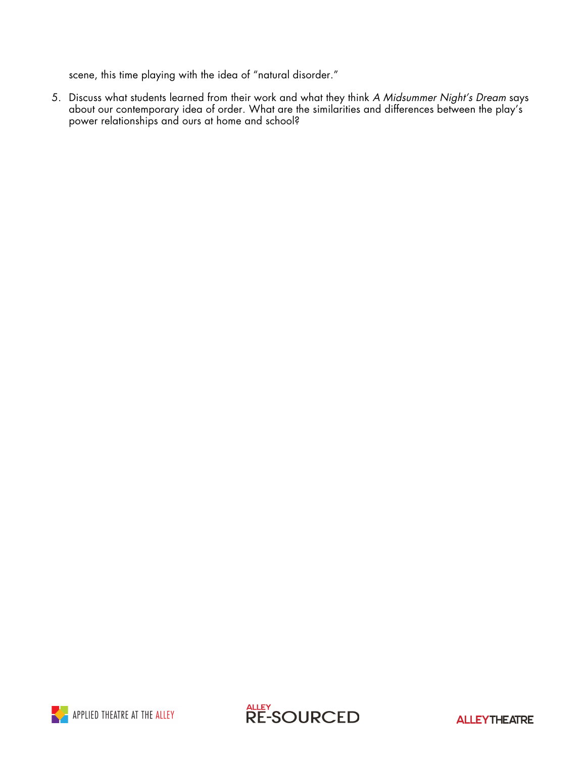scene, this time playing with the idea of "natural disorder."

5. Discuss what students learned from their work and what they think *A Midsummer Night's Dream* says about our contemporary idea of order. What are the similarities and differences between the play's power relationships and ours at home and school?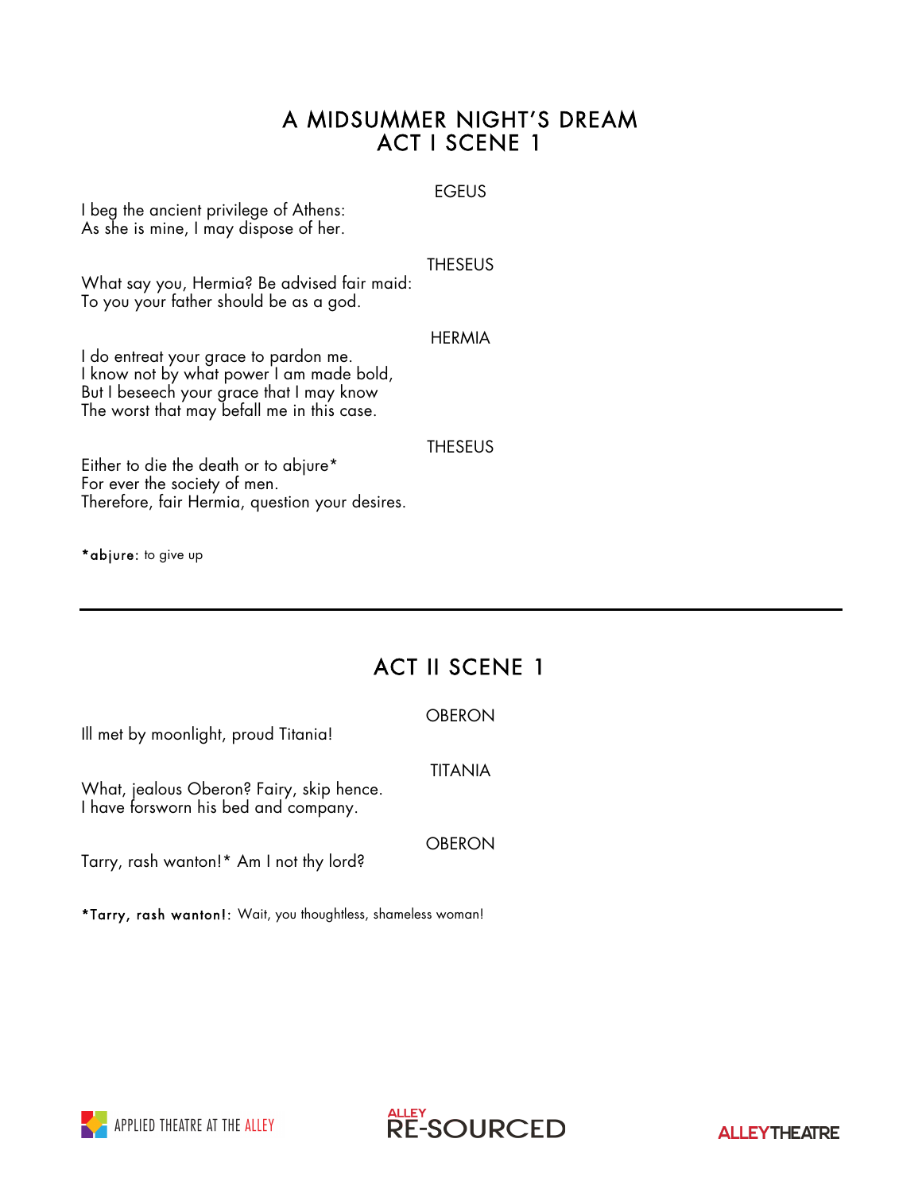# A MIDSUMMER NIGHT'S DREAM
## ACT I SCENE 1

EGEUS

I beg the ancient privilege of Athens:
As she is mine, I may dispose of her.

THESEUS

What say you, Hermia? Be advised fair maid:
To you your father should be as a god.

HERMIA

I do entreat your grace to pardon me.
I know not by what power I am made bold,
But I beseech your grace that I may know
The worst that may befall me in this case.

THESEUS

Either to die the death or to abjure*
For ever the society of men.
Therefore, fair Hermia, question your desires.

***abjure:** to give up

---

## ACT II SCENE 1

OBERON

Ill met by moonlight, proud Titania!

TITANIA

What, jealous Oberon? Fairy, skip hence.
I have forsworn his bed and company.

OBERON

Tarry, rash wanton!* Am I not thy lord?

***Tarry, rash wanton!:** Wait, you thoughtless, shameless woman!